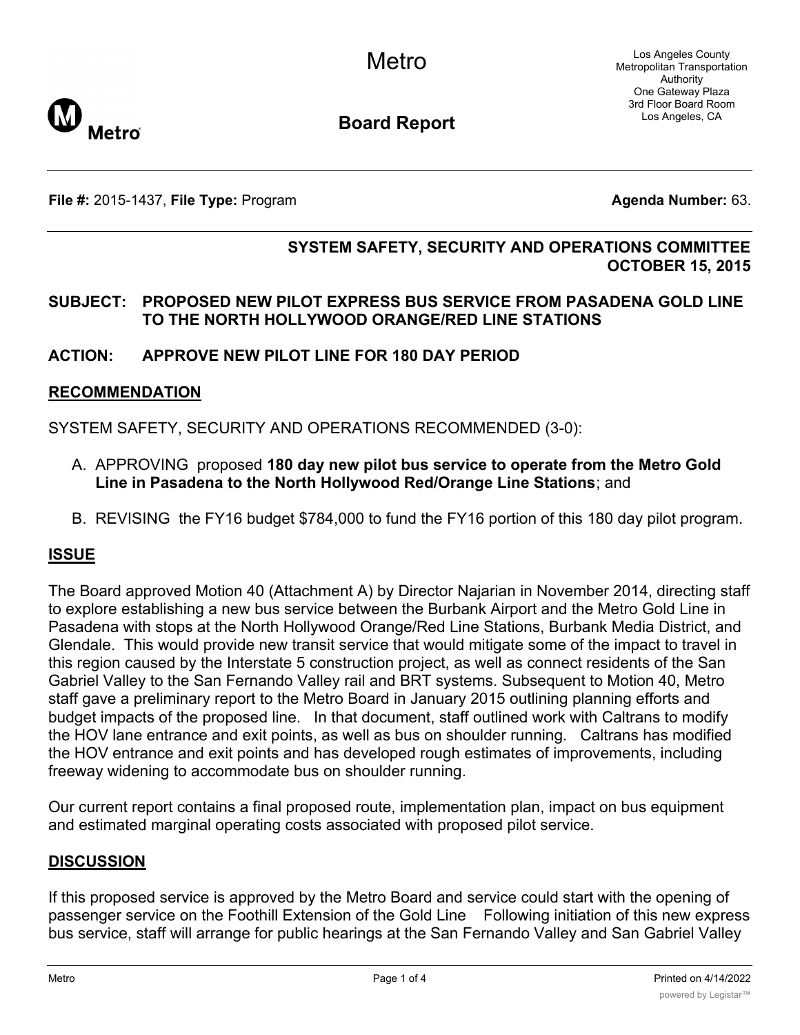Metro

Los Angeles County Metropolitan Transportation Authority
One Gateway Plaza
3rd Floor Board Room
Los Angeles, CA

**Board Report**

**File #:** 2015-1437, **File Type:** Program **Agenda Number:** 63.

**SYSTEM SAFETY, SECURITY AND OPERATIONS COMMITTEE**
**OCTOBER 15, 2015**

**SUBJECT: PROPOSED NEW PILOT EXPRESS BUS SERVICE FROM PASADENA GOLD LINE TO THE NORTH HOLLYWOOD ORANGE/RED LINE STATIONS**

**ACTION: APPROVE NEW PILOT LINE FOR 180 DAY PERIOD**

## RECOMMENDATION

SYSTEM SAFETY, SECURITY AND OPERATIONS RECOMMENDED (3-0):

A. APPROVING proposed **180 day new pilot bus service to operate from the Metro Gold Line in Pasadena to the North Hollywood Red/Orange Line Stations**; and

B. REVISING the FY16 budget $784,000 to fund the FY16 portion of this 180 day pilot program.

## ISSUE

The Board approved Motion 40 (Attachment A) by Director Najarian in November 2014, directing staff to explore establishing a new bus service between the Burbank Airport and the Metro Gold Line in Pasadena with stops at the North Hollywood Orange/Red Line Stations, Burbank Media District, and Glendale. This would provide new transit service that would mitigate some of the impact to travel in this region caused by the Interstate 5 construction project, as well as connect residents of the San Gabriel Valley to the San Fernando Valley rail and BRT systems. Subsequent to Motion 40, Metro staff gave a preliminary report to the Metro Board in January 2015 outlining planning efforts and budget impacts of the proposed line. In that document, staff outlined work with Caltrans to modify the HOV lane entrance and exit points, as well as bus on shoulder running. Caltrans has modified the HOV entrance and exit points and has developed rough estimates of improvements, including freeway widening to accommodate bus on shoulder running.

Our current report contains a final proposed route, implementation plan, impact on bus equipment and estimated marginal operating costs associated with proposed pilot service.

## DISCUSSION

If this proposed service is approved by the Metro Board and service could start with the opening of passenger service on the Foothill Extension of the Gold Line Following initiation of this new express bus service, staff will arrange for public hearings at the San Fernando Valley and San Gabriel Valley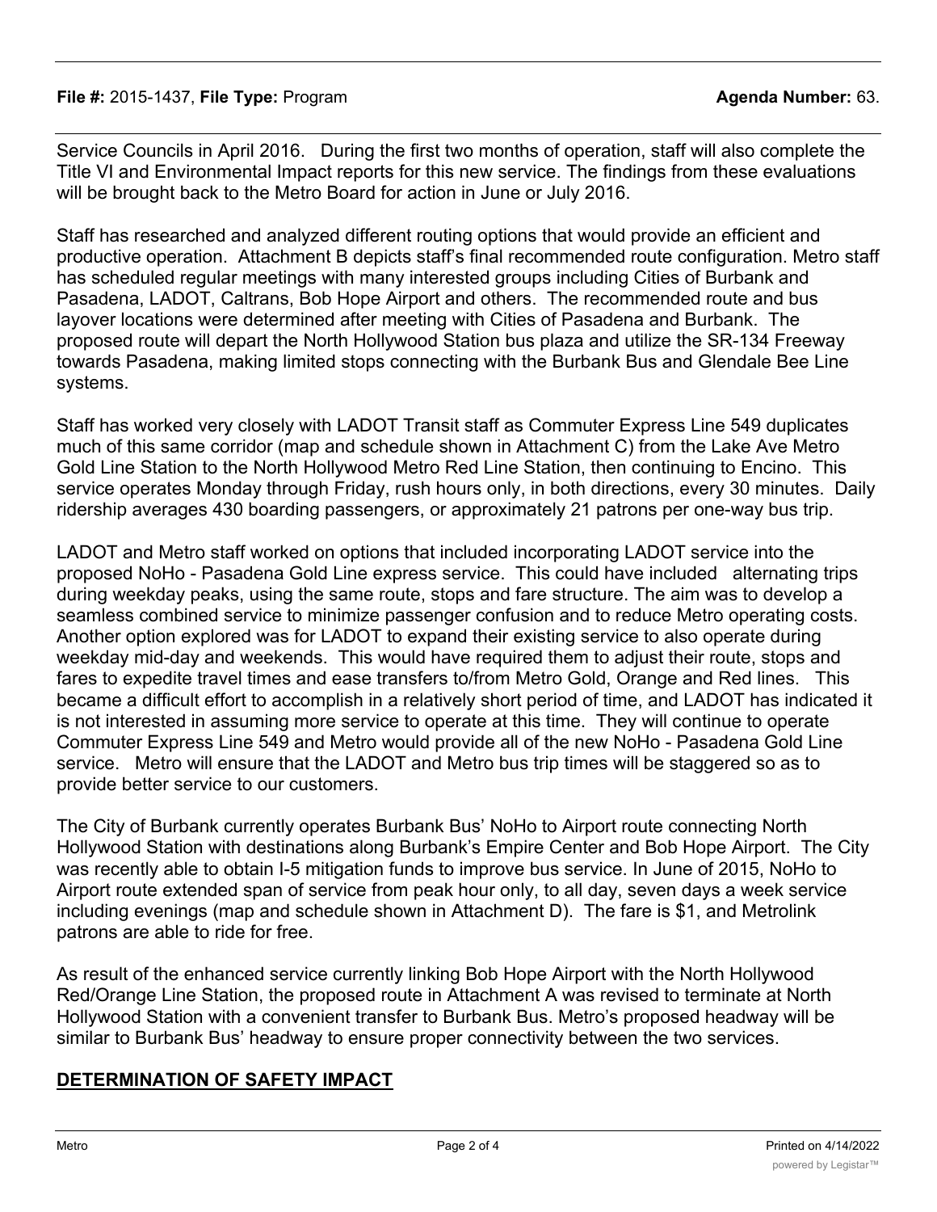Service Councils in April 2016. During the first two months of operation, staff will also complete the Title VI and Environmental Impact reports for this new service. The findings from these evaluations will be brought back to the Metro Board for action in June or July 2016.

Staff has researched and analyzed different routing options that would provide an efficient and productive operation. Attachment B depicts staff's final recommended route configuration. Metro staff has scheduled regular meetings with many interested groups including Cities of Burbank and Pasadena, LADOT, Caltrans, Bob Hope Airport and others. The recommended route and bus layover locations were determined after meeting with Cities of Pasadena and Burbank. The proposed route will depart the North Hollywood Station bus plaza and utilize the SR-134 Freeway towards Pasadena, making limited stops connecting with the Burbank Bus and Glendale Bee Line systems.

Staff has worked very closely with LADOT Transit staff as Commuter Express Line 549 duplicates much of this same corridor (map and schedule shown in Attachment C) from the Lake Ave Metro Gold Line Station to the North Hollywood Metro Red Line Station, then continuing to Encino. This service operates Monday through Friday, rush hours only, in both directions, every 30 minutes. Daily ridership averages 430 boarding passengers, or approximately 21 patrons per one-way bus trip.

LADOT and Metro staff worked on options that included incorporating LADOT service into the proposed NoHo - Pasadena Gold Line express service. This could have included alternating trips during weekday peaks, using the same route, stops and fare structure. The aim was to develop a seamless combined service to minimize passenger confusion and to reduce Metro operating costs. Another option explored was for LADOT to expand their existing service to also operate during weekday mid-day and weekends. This would have required them to adjust their route, stops and fares to expedite travel times and ease transfers to/from Metro Gold, Orange and Red lines. This became a difficult effort to accomplish in a relatively short period of time, and LADOT has indicated it is not interested in assuming more service to operate at this time. They will continue to operate Commuter Express Line 549 and Metro would provide all of the new NoHo - Pasadena Gold Line service. Metro will ensure that the LADOT and Metro bus trip times will be staggered so as to provide better service to our customers.

The City of Burbank currently operates Burbank Bus' NoHo to Airport route connecting North Hollywood Station with destinations along Burbank's Empire Center and Bob Hope Airport. The City was recently able to obtain I-5 mitigation funds to improve bus service. In June of 2015, NoHo to Airport route extended span of service from peak hour only, to all day, seven days a week service including evenings (map and schedule shown in Attachment D). The fare is $1, and Metrolink patrons are able to ride for free.

As result of the enhanced service currently linking Bob Hope Airport with the North Hollywood Red/Orange Line Station, the proposed route in Attachment A was revised to terminate at North Hollywood Station with a convenient transfer to Burbank Bus. Metro's proposed headway will be similar to Burbank Bus' headway to ensure proper connectivity between the two services.

## DETERMINATION OF SAFETY IMPACT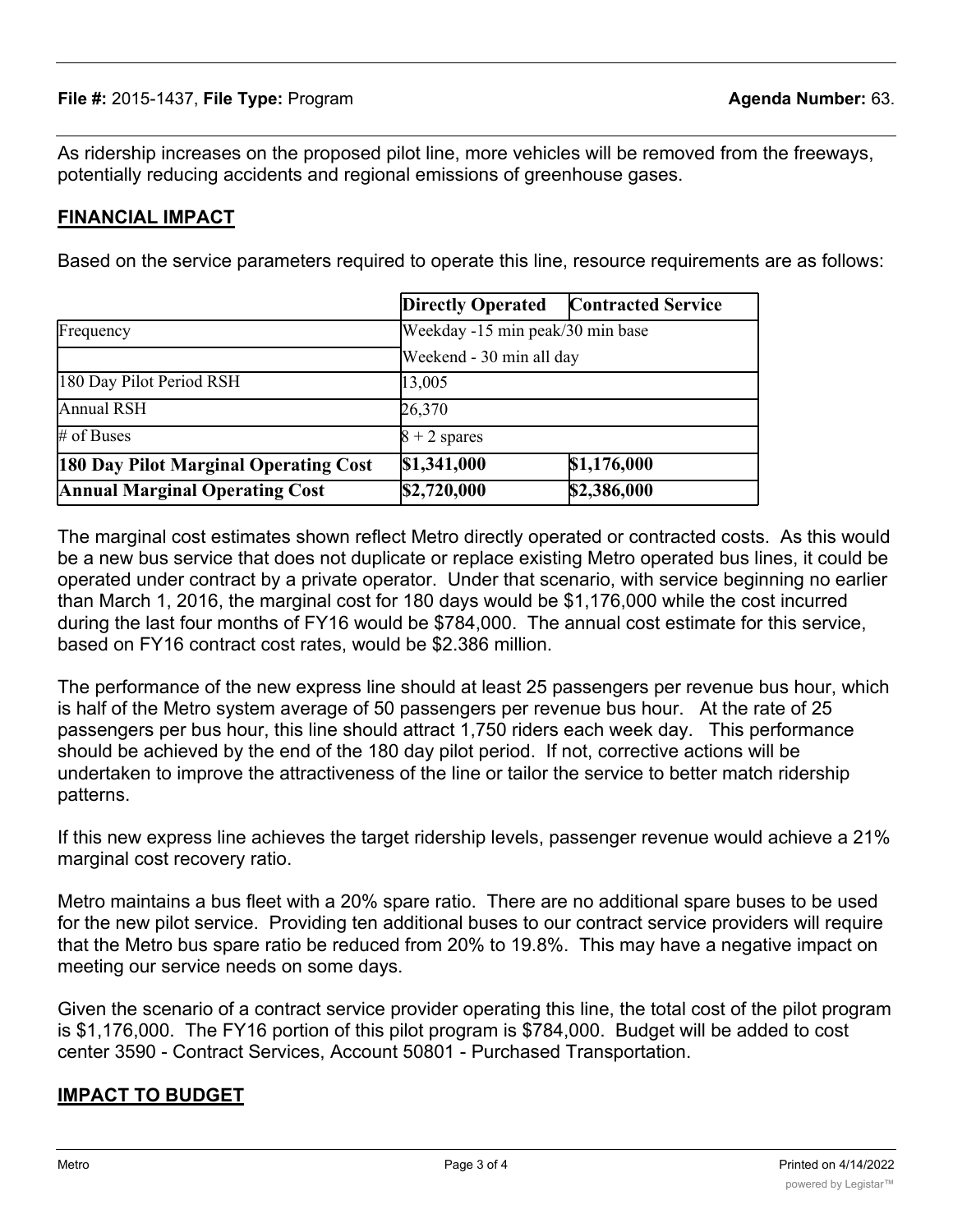As ridership increases on the proposed pilot line, more vehicles will be removed from the freeways, potentially reducing accidents and regional emissions of greenhouse gases.

## FINANCIAL IMPACT

Based on the service parameters required to operate this line, resource requirements are as follows:

| | **Directly Operated** | **Contracted Service** |
|---|---|---|
| Frequency | Weekday -15 min peak/30 min base | |
| | Weekend - 30 min all day | |
| 180 Day Pilot Period RSH | 13,005 | |
| Annual RSH | 26,370 | |
| # of Buses | 8 + 2 spares | |
| **180 Day Pilot Marginal Operating Cost** | **$1,341,000** | **$1,176,000** |
| **Annual Marginal Operating Cost** | **$2,720,000** | **$2,386,000** |

The marginal cost estimates shown reflect Metro directly operated or contracted costs. As this would be a new bus service that does not duplicate or replace existing Metro operated bus lines, it could be operated under contract by a private operator. Under that scenario, with service beginning no earlier than March 1, 2016, the marginal cost for 180 days would be $1,176,000 while the cost incurred during the last four months of FY16 would be $784,000. The annual cost estimate for this service, based on FY16 contract cost rates, would be $2.386 million.

The performance of the new express line should at least 25 passengers per revenue bus hour, which is half of the Metro system average of 50 passengers per revenue bus hour. At the rate of 25 passengers per bus hour, this line should attract 1,750 riders each week day. This performance should be achieved by the end of the 180 day pilot period. If not, corrective actions will be undertaken to improve the attractiveness of the line or tailor the service to better match ridership patterns.

If this new express line achieves the target ridership levels, passenger revenue would achieve a 21% marginal cost recovery ratio.

Metro maintains a bus fleet with a 20% spare ratio. There are no additional spare buses to be used for the new pilot service. Providing ten additional buses to our contract service providers will require that the Metro bus spare ratio be reduced from 20% to 19.8%. This may have a negative impact on meeting our service needs on some days.

Given the scenario of a contract service provider operating this line, the total cost of the pilot program is $1,176,000. The FY16 portion of this pilot program is $784,000. Budget will be added to cost center 3590 - Contract Services, Account 50801 - Purchased Transportation.

## IMPACT TO BUDGET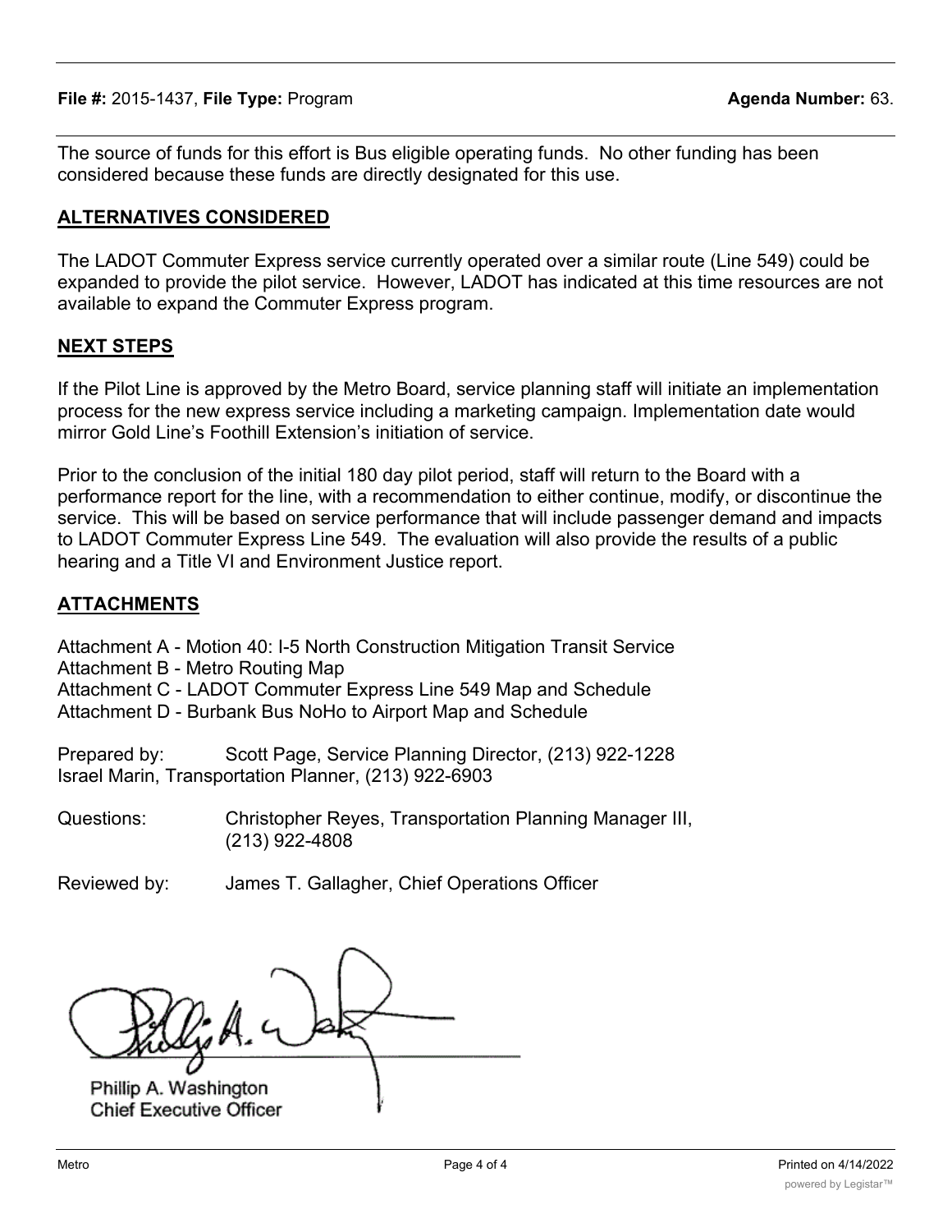**File #:** 2015-1437, **File Type:** Program **Agenda Number:** 63.

The source of funds for this effort is Bus eligible operating funds. No other funding has been considered because these funds are directly designated for this use.

## ALTERNATIVES CONSIDERED

The LADOT Commuter Express service currently operated over a similar route (Line 549) could be expanded to provide the pilot service. However, LADOT has indicated at this time resources are not available to expand the Commuter Express program.

## NEXT STEPS

If the Pilot Line is approved by the Metro Board, service planning staff will initiate an implementation process for the new express service including a marketing campaign. Implementation date would mirror Gold Line's Foothill Extension's initiation of service.

Prior to the conclusion of the initial 180 day pilot period, staff will return to the Board with a performance report for the line, with a recommendation to either continue, modify, or discontinue the service. This will be based on service performance that will include passenger demand and impacts to LADOT Commuter Express Line 549. The evaluation will also provide the results of a public hearing and a Title VI and Environment Justice report.

## ATTACHMENTS

Attachment A - Motion 40: I-5 North Construction Mitigation Transit Service
Attachment B - Metro Routing Map
Attachment C - LADOT Commuter Express Line 549 Map and Schedule
Attachment D - Burbank Bus NoHo to Airport Map and Schedule

Prepared by: Scott Page, Service Planning Director, (213) 922-1228
Israel Marin, Transportation Planner, (213) 922-6903

Questions: Christopher Reyes, Transportation Planning Manager III, (213) 922-4808

Reviewed by: James T. Gallagher, Chief Operations Officer

Phillip A. Washington
Chief Executive Officer